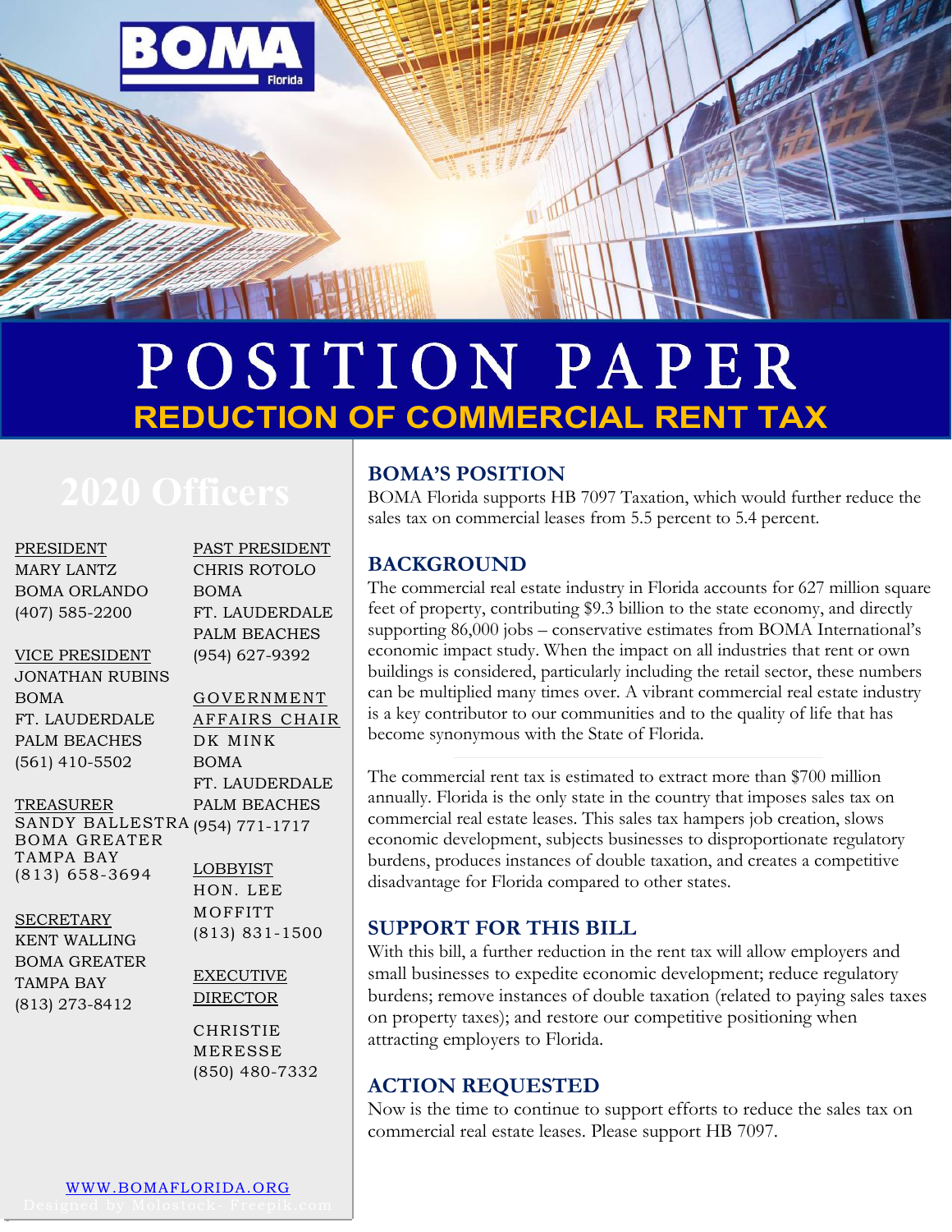BOMA Florida

# POSITION PAPER

## REDUCTION OF COMMERCIAL RENT TAX

## BOMA'S POSITION

BOMA Florida supports HB 7097 Taxation, which would further reduce the sales tax on commercial leases from 5.5 percent to 5.4 percent.

## BACKGROUND

The commercial real estate industry in Florida accounts for 627 million square feet of property, contributing $9.3 billion to the state economy, and directly supporting 86,000 jobs – conservative estimates from BOMA International's economic impact study. When the impact on all industries that rent or own buildings is considered, particularly including the retail sector, these numbers can be multiplied many times over. A vibrant commercial real estate industry is a key contributor to our communities and to the quality of life that has become synonymous with the State of Florida.

The commercial rent tax is estimated to extract more than $700 million annually. Florida is the only state in the country that imposes sales tax on commercial real estate leases. This sales tax hampers job creation, slows economic development, subjects businesses to disproportionate regulatory burdens, produces instances of double taxation, and creates a competitive disadvantage for Florida compared to other states.

## SUPPORT FOR THIS BILL

With this bill, a further reduction in the rent tax will allow employers and small businesses to expedite economic development; reduce regulatory burdens; remove instances of double taxation (related to paying sales taxes on property taxes); and restore our competitive positioning when attracting employers to Florida.

## ACTION REQUESTED

Now is the time to continue to support efforts to reduce the sales tax on commercial real estate leases. Please support HB 7097.

## 2020 Officers

PRESIDENT
MARY LANTZ
BOMA ORLANDO
(407) 585-2200

VICE PRESIDENT
JONATHAN RUBINS
BOMA
FT. LAUDERDALE
PALM BEACHES
(561) 410-5502

TREASURER
SANDY BALLESTRA
BOMA GREATER
TAMPA BAY
(813) 658-3694

SECRETARY
KENT WALLING
BOMA GREATER
TAMPA BAY
(813) 273-8412

PAST PRESIDENT
CHRIS ROTOLO
BOMA
FT. LAUDERDALE
PALM BEACHES
(954) 627-9392

GOVERNMENT AFFAIRS CHAIR
DK MINK
BOMA
FT. LAUDERDALE
PALM BEACHES
(954) 771-1717

LOBBYIST
HON. LEE MOFFITT
(813) 831-1500

EXECUTIVE DIRECTOR
CHRISTIE MERESSE
(850) 480-7332

WWW.BOMAFLORIDA.ORG

Designed by Molostock- Freepik.com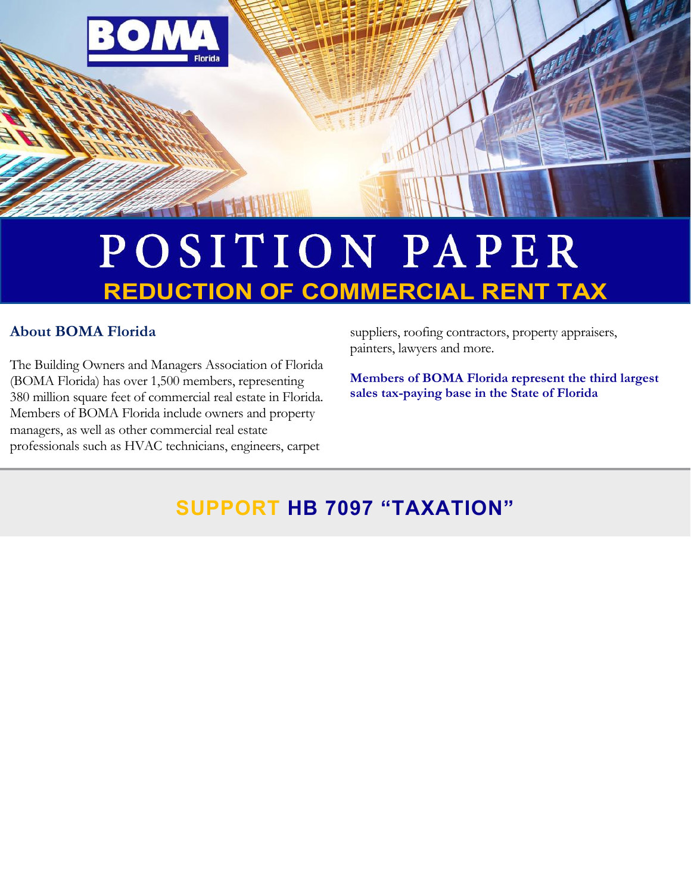# POSITION PAPER

## REDUCTION OF COMMERCIAL RENT TAX

### About BOMA Florida

The Building Owners and Managers Association of Florida (BOMA Florida) has over 1,500 members, representing 380 million square feet of commercial real estate in Florida. Members of BOMA Florida include owners and property managers, as well as other commercial real estate professionals such as HVAC technicians, engineers, carpet suppliers, roofing contractors, property appraisers, painters, lawyers and more.

**Members of BOMA Florida represent the third largest sales tax-paying base in the State of Florida**

## SUPPORT HB 7097 "TAXATION"